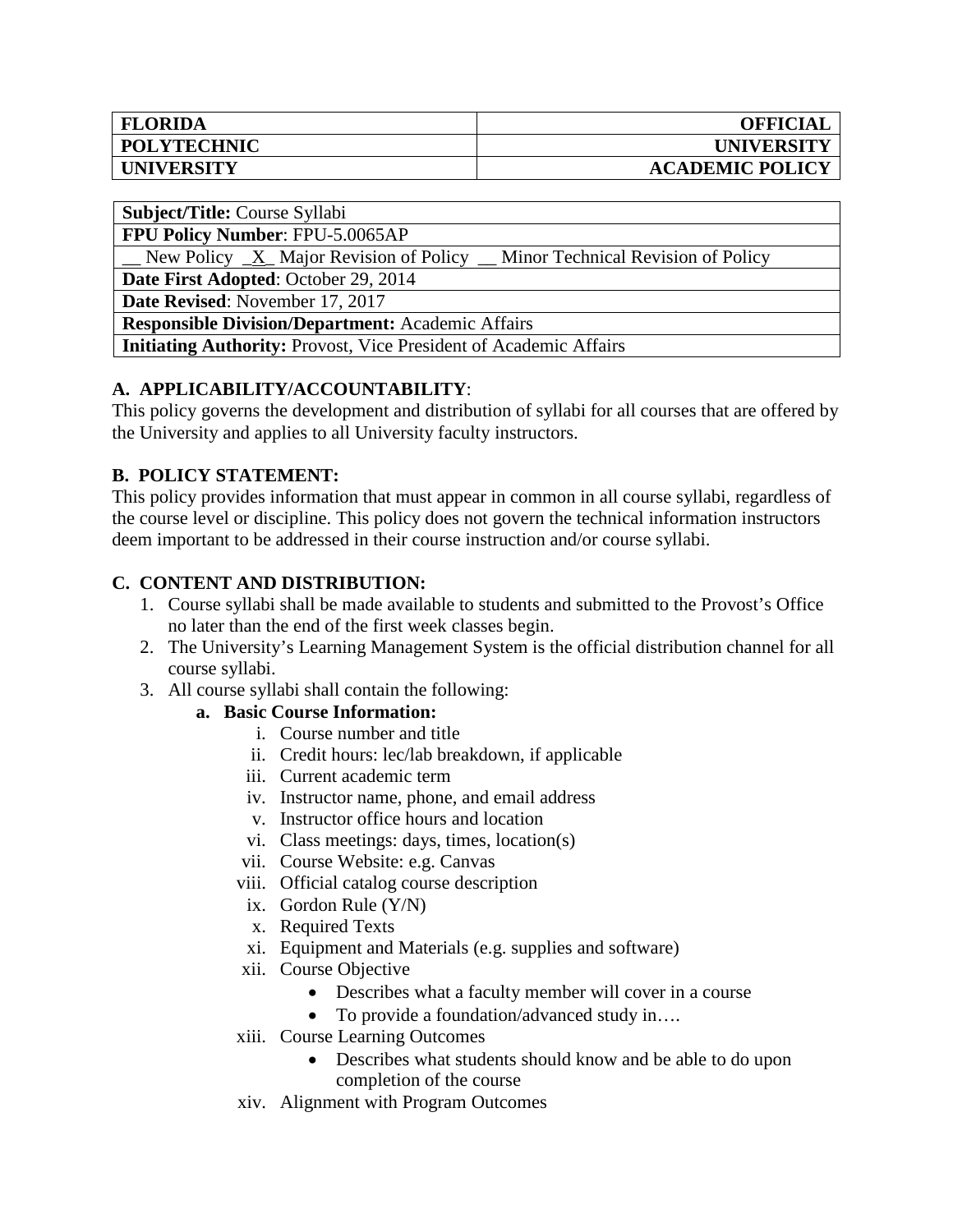| FLORIDA | OFFICIAL |
| --- | --- |
| POLYTECHNIC | UNIVERSITY |
| UNIVERSITY | ACADEMIC POLICY |

| **Subject/Title:** Course Syllabi |
| --- |
| **FPU Policy Number**: FPU-5.0065AP |
| __ New Policy _X_ Major Revision of Policy __ Minor Technical Revision of Policy |
| **Date First Adopted**: October 29, 2014 |
| **Date Revised**: November 17, 2017 |
| **Responsible Division/Department:** Academic Affairs |
| **Initiating Authority:** Provost, Vice President of Academic Affairs |

## A. APPLICABILITY/ACCOUNTABILITY:

This policy governs the development and distribution of syllabi for all courses that are offered by the University and applies to all University faculty instructors.

## B. POLICY STATEMENT:

This policy provides information that must appear in common in all course syllabi, regardless of the course level or discipline. This policy does not govern the technical information instructors deem important to be addressed in their course instruction and/or course syllabi.

## C. CONTENT AND DISTRIBUTION:

1. Course syllabi shall be made available to students and submitted to the Provost's Office no later than the end of the first week classes begin.
2. The University's Learning Management System is the official distribution channel for all course syllabi.
3. All course syllabi shall contain the following:
   - **a. Basic Course Information:**
     - i. Course number and title
     - ii. Credit hours: lec/lab breakdown, if applicable
     - iii. Current academic term
     - iv. Instructor name, phone, and email address
     - v. Instructor office hours and location
     - vi. Class meetings: days, times, location(s)
     - vii. Course Website: e.g. Canvas
     - viii. Official catalog course description
     - ix. Gordon Rule (Y/N)
     - x. Required Texts
     - xi. Equipment and Materials (e.g. supplies and software)
     - xii. Course Objective
       - Describes what a faculty member will cover in a course
       - To provide a foundation/advanced study in….
     - xiii. Course Learning Outcomes
       - Describes what students should know and be able to do upon completion of the course
     - xiv. Alignment with Program Outcomes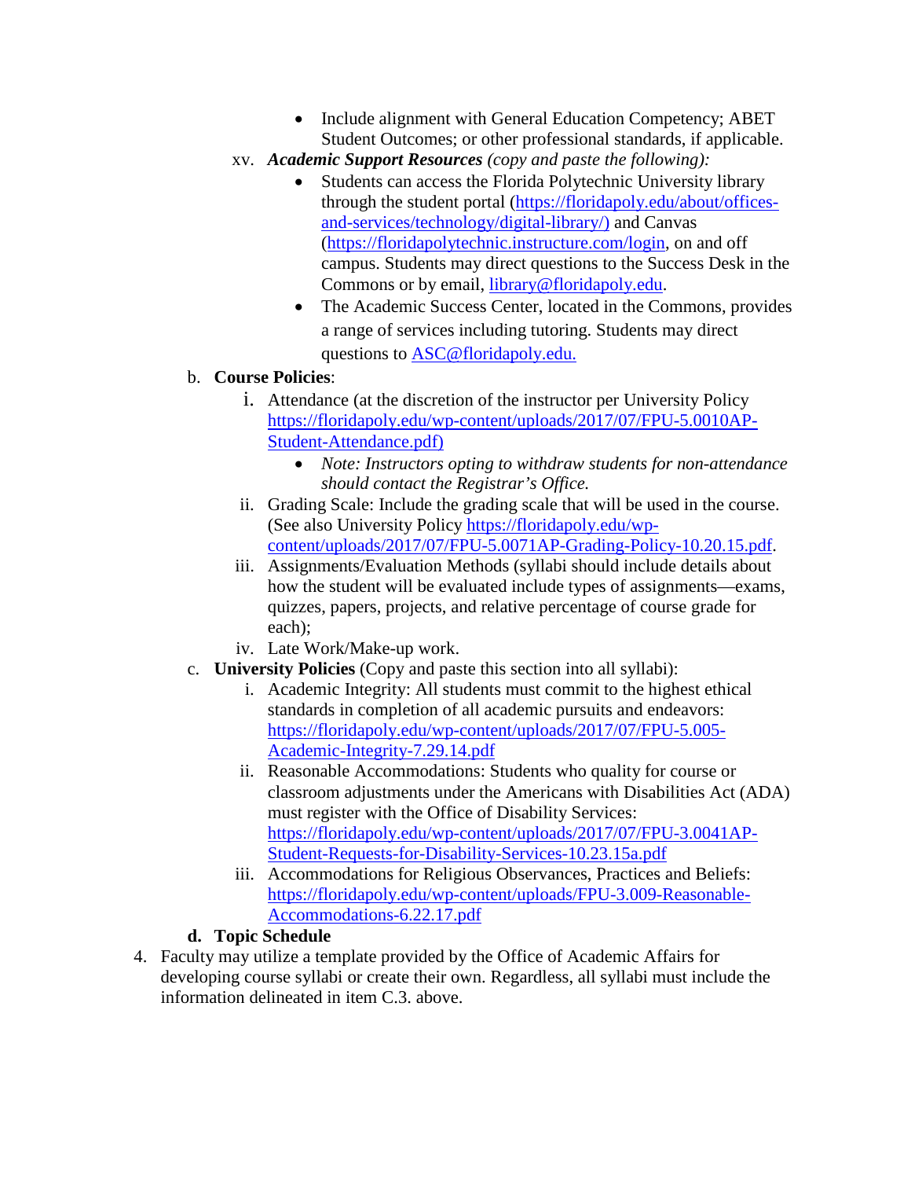- Include alignment with General Education Competency; ABET Student Outcomes; or other professional standards, if applicable.

xv. ***Academic Support Resources*** *(copy and paste the following):*

- Students can access the Florida Polytechnic University library through the student portal (https://floridapoly.edu/about/offices-and-services/technology/digital-library/) and Canvas (https://floridapolytechnic.instructure.com/login, on and off campus. Students may direct questions to the Success Desk in the Commons or by email, library@floridapoly.edu.
- The Academic Success Center, located in the Commons, provides a range of services including tutoring. Students may direct questions to ASC@floridapoly.edu.

b. **Course Policies**:

i. Attendance (at the discretion of the instructor per University Policy https://floridapoly.edu/wp-content/uploads/2017/07/FPU-5.0010AP-Student-Attendance.pdf)

- *Note: Instructors opting to withdraw students for non-attendance should contact the Registrar's Office.*

ii. Grading Scale: Include the grading scale that will be used in the course. (See also University Policy https://floridapoly.edu/wp-content/uploads/2017/07/FPU-5.0071AP-Grading-Policy-10.20.15.pdf.

iii. Assignments/Evaluation Methods (syllabi should include details about how the student will be evaluated include types of assignments—exams, quizzes, papers, projects, and relative percentage of course grade for each);

iv. Late Work/Make-up work.

c. **University Policies** (Copy and paste this section into all syllabi):

i. Academic Integrity: All students must commit to the highest ethical standards in completion of all academic pursuits and endeavors: https://floridapoly.edu/wp-content/uploads/2017/07/FPU-5.005-Academic-Integrity-7.29.14.pdf

ii. Reasonable Accommodations: Students who quality for course or classroom adjustments under the Americans with Disabilities Act (ADA) must register with the Office of Disability Services: https://floridapoly.edu/wp-content/uploads/2017/07/FPU-3.0041AP-Student-Requests-for-Disability-Services-10.23.15a.pdf

iii. Accommodations for Religious Observances, Practices and Beliefs: https://floridapoly.edu/wp-content/uploads/FPU-3.009-Reasonable-Accommodations-6.22.17.pdf

d. **Topic Schedule**

4. Faculty may utilize a template provided by the Office of Academic Affairs for developing course syllabi or create their own. Regardless, all syllabi must include the information delineated in item C.3. above.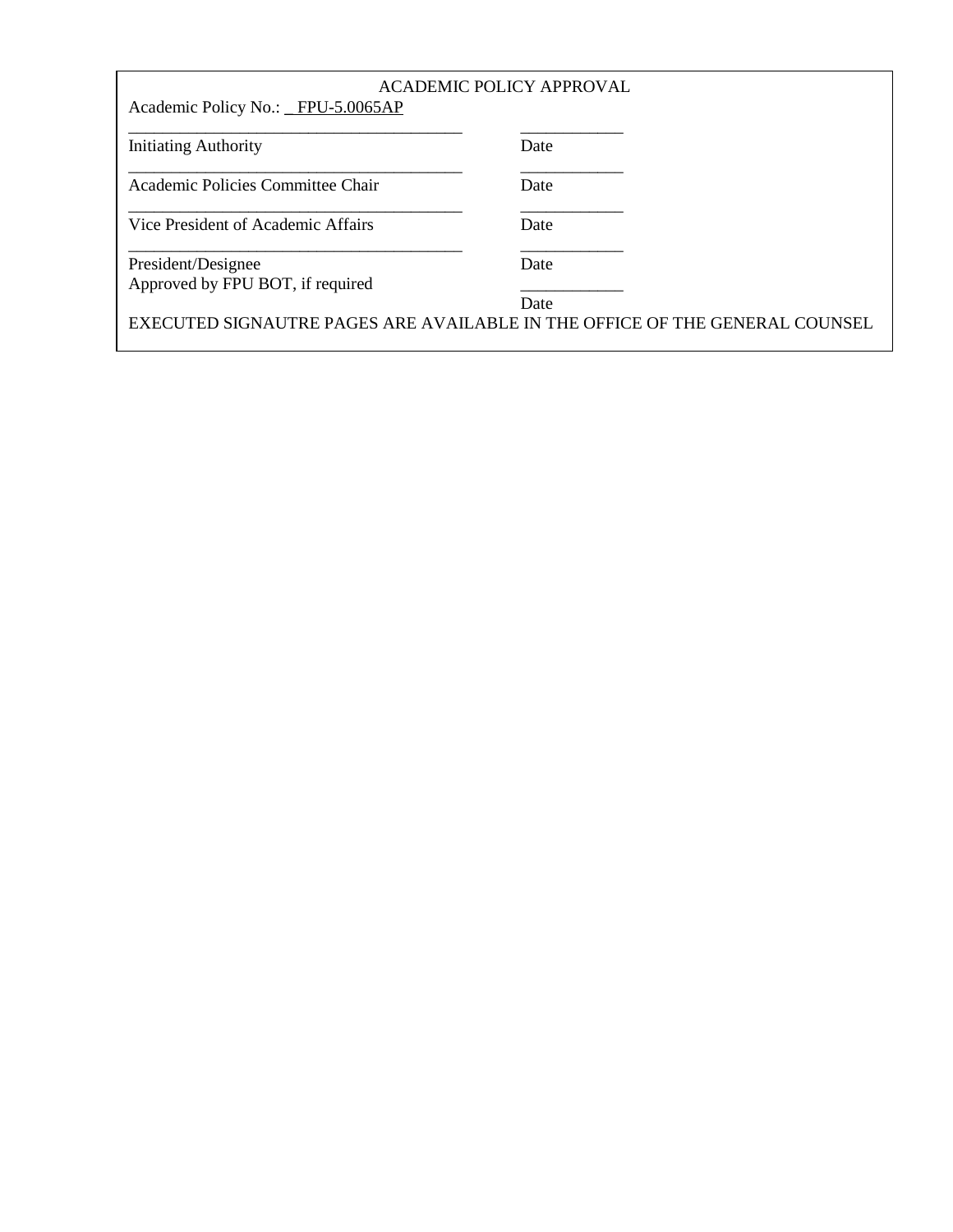ACADEMIC POLICY APPROVAL

Academic Policy No.: _FPU-5.0065AP

| | |
|---|---|
| _______________________________________ | ____________ |
| Initiating Authority | Date |
| _______________________________________ | ____________ |
| Academic Policies Committee Chair | Date |
| _______________________________________ | ____________ |
| Vice President of Academic Affairs | Date |
| _______________________________________ | ____________ |
| President/Designee | Date |
| Approved by FPU BOT, if required | ____________ |
| | Date |

EXECUTED SIGNAUTRE PAGES ARE AVAILABLE IN THE OFFICE OF THE GENERAL COUNSEL